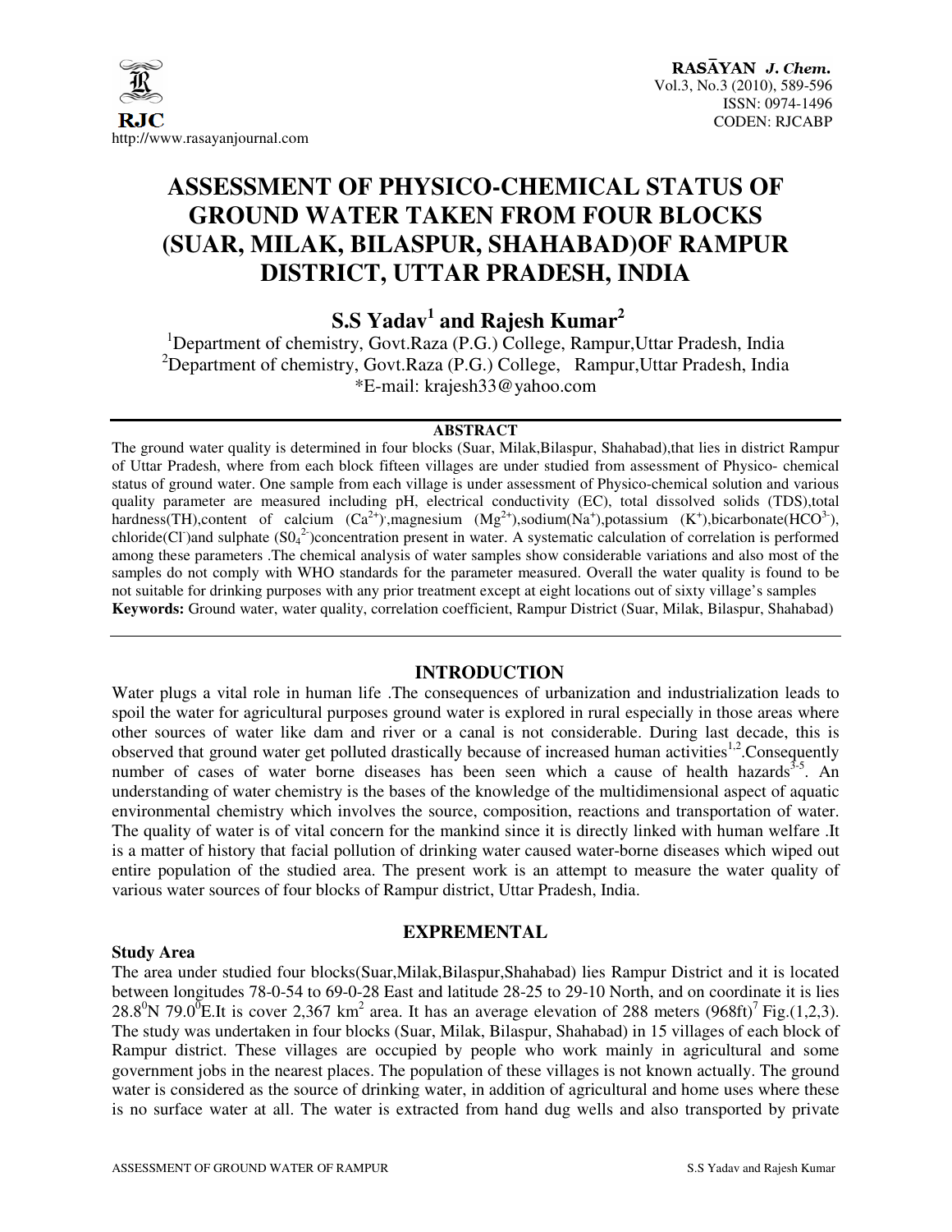# ASSESSMENT OF PHYSICO-CHEMICAL STATUS OF GROUND WATER TAKEN FROM FOUR BLOCKS (SUAR, MILAK, BILASPUR, SHAHABAD)OF RAMPUR DISTRICT, UTTAR PRADESH, INDIA

**S.S Yadav[1] and Rajesh Kumar[2]**

[1]Department of chemistry, Govt.Raza (P.G.) College, Rampur,Uttar Pradesh, India
[2]Department of chemistry, Govt.Raza (P.G.) College, Rampur,Uttar Pradesh, India
*E-mail: krajesh33@yahoo.com

## ABSTRACT

The ground water quality is determined in four blocks (Suar, Milak,Bilaspur, Shahabad),that lies in district Rampur of Uttar Pradesh, where from each block fifteen villages are under studied from assessment of Physico- chemical status of ground water. One sample from each village is under assessment of Physico-chemical solution and various quality parameter are measured including pH, electrical conductivity (EC), total dissolved solids (TDS),total hardness(TH),content of calcium ($Ca^{2+}$),magnesium ($Mg^{2+}$),sodium($Na^{+}$),potassium ($K^{+}$),bicarbonate($HCO^{3-}$), chloride($Cl^{-}$)and sulphate ($SO_4^{2-}$)concentration present in water. A systematic calculation of correlation is performed among these parameters .The chemical analysis of water samples show considerable variations and also most of the samples do not comply with WHO standards for the parameter measured. Overall the water quality is found to be not suitable for drinking purposes with any prior treatment except at eight locations out of sixty village's samples

**Keywords:** Ground water, water quality, correlation coefficient, Rampur District (Suar, Milak, Bilaspur, Shahabad)

## INTRODUCTION

Water plugs a vital role in human life .The consequences of urbanization and industrialization leads to spoil the water for agricultural purposes ground water is explored in rural especially in those areas where other sources of water like dam and river or a canal is not considerable. During last decade, this is observed that ground water get polluted drastically because of increased human activities[1,2].Consequently number of cases of water borne diseases has been seen which a cause of health hazards[3-5]. An understanding of water chemistry is the bases of the knowledge of the multidimensional aspect of aquatic environmental chemistry which involves the source, composition, reactions and transportation of water. The quality of water is of vital concern for the mankind since it is directly linked with human welfare .It is a matter of history that facial pollution of drinking water caused water-borne diseases which wiped out entire population of the studied area. The present work is an attempt to measure the water quality of various water sources of four blocks of Rampur district, Uttar Pradesh, India.

## EXPREMENTAL

### Study Area

The area under studied four blocks(Suar,Milak,Bilaspur,Shahabad) lies Rampur District and it is located between longitudes 78-0-54 to 69-0-28 East and latitude 28-25 to 29-10 North, and on coordinate it is lies 28.8$^{0}$N 79.0$^{0}$E.It is cover 2,367 km$^{2}$ area. It has an average elevation of 288 meters (968ft)[7] Fig.(1,2,3). The study was undertaken in four blocks (Suar, Milak, Bilaspur, Shahabad) in 15 villages of each block of Rampur district. These villages are occupied by people who work mainly in agricultural and some government jobs in the nearest places. The population of these villages is not known actually. The ground water is considered as the source of drinking water, in addition of agricultural and home uses where these is no surface water at all. The water is extracted from hand dug wells and also transported by private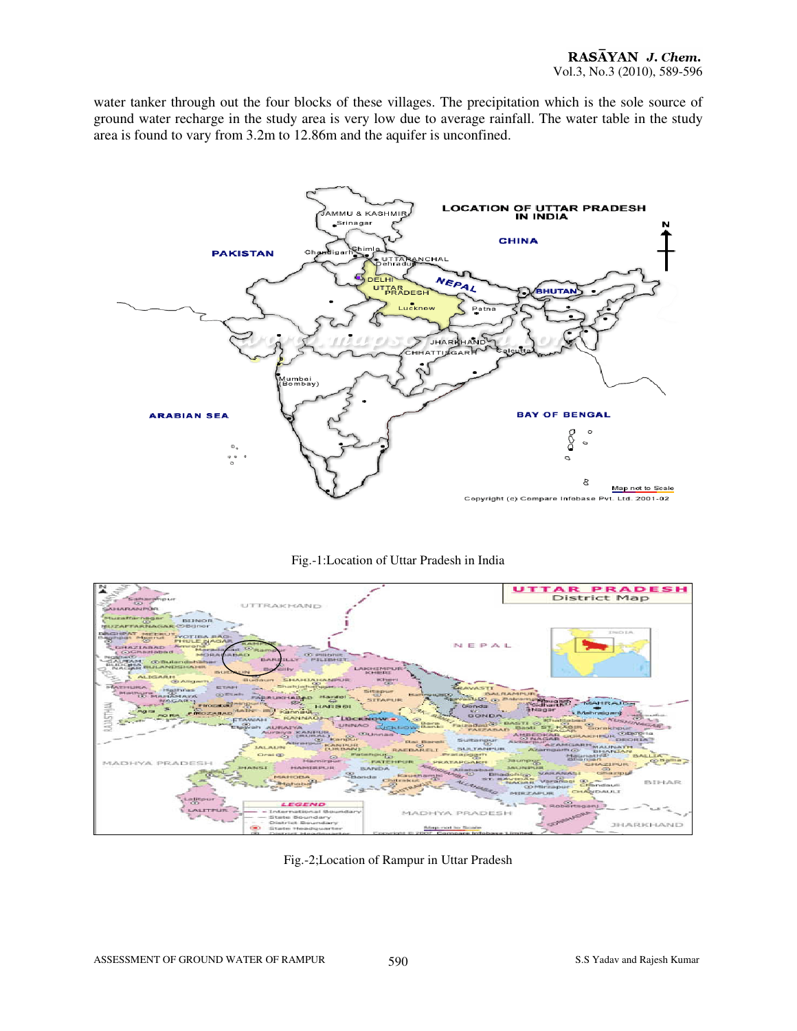water tanker through out the four blocks of these villages. The precipitation which is the sole source of ground water recharge in the study area is very low due to average rainfall. The water table in the study area is found to vary from 3.2m to 12.86m and the aquifer is unconfined.

Fig.-1:Location of Uttar Pradesh in India

Fig.-2;Location of Rampur in Uttar Pradesh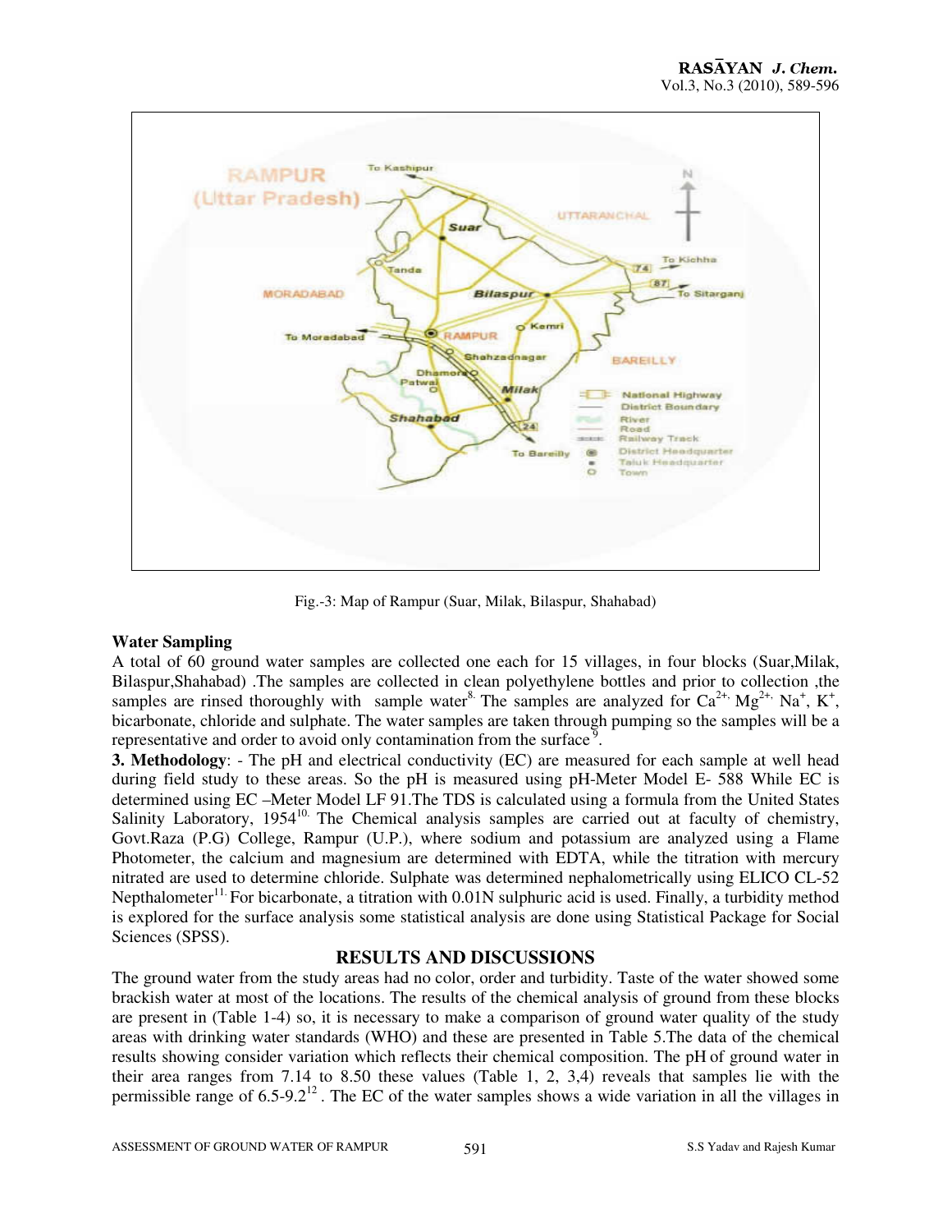Fig.-3: Map of Rampur (Suar, Milak, Bilaspur, Shahabad)

**Water Sampling**

A total of 60 ground water samples are collected one each for 15 villages, in four blocks (Suar,Milak, Bilaspur,Shahabad) .The samples are collected in clean polyethylene bottles and prior to collection ,the samples are rinsed thoroughly with sample water[8]. The samples are analyzed for $Ca^{2+}$, $Mg^{2+}$, $Na^{+}$, $K^{+}$, bicarbonate, chloride and sulphate. The water samples are taken through pumping so the samples will be a representative and order to avoid only contamination from the surface[9].

**3. Methodology**: - The pH and electrical conductivity (EC) are measured for each sample at well head during field study to these areas. So the pH is measured using pH-Meter Model E- 588 While EC is determined using EC –Meter Model LF 91.The TDS is calculated using a formula from the United States Salinity Laboratory, 1954[10]. The Chemical analysis samples are carried out at faculty of chemistry, Govt.Raza (P.G) College, Rampur (U.P.), where sodium and potassium are analyzed using a Flame Photometer, the calcium and magnesium are determined with EDTA, while the titration with mercury nitrated are used to determine chloride. Sulphate was determined nephalometrically using ELICO CL-52 Nepthalometer[11]. For bicarbonate, a titration with 0.01N sulphuric acid is used. Finally, a turbidity method is explored for the surface analysis some statistical analysis are done using Statistical Package for Social Sciences (SPSS).

## RESULTS AND DISCUSSIONS

The ground water from the study areas had no color, order and turbidity. Taste of the water showed some brackish water at most of the locations. The results of the chemical analysis of ground from these blocks are present in (Table 1-4) so, it is necessary to make a comparison of ground water quality of the study areas with drinking water standards (WHO) and these are presented in Table 5.The data of the chemical results showing consider variation which reflects their chemical composition. The pH of ground water in their area ranges from 7.14 to 8.50 these values (Table 1, 2, 3,4) reveals that samples lie with the permissible range of 6.5-9.2[12] . The EC of the water samples shows a wide variation in all the villages in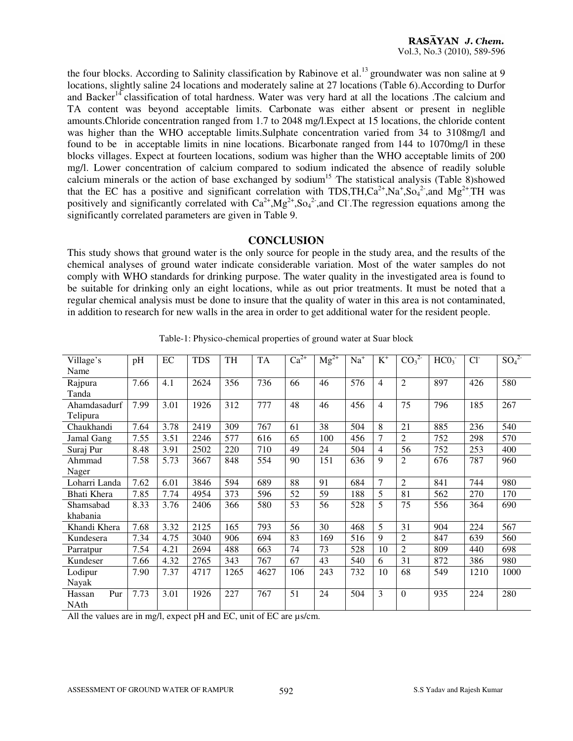the four blocks. According to Salinity classification by Rabinove et al.[13] groundwater was non saline at 9 locations, slightly saline 24 locations and moderately saline at 27 locations (Table 6).According to Durfor and Backer[14] classification of total hardness. Water was very hard at all the locations .The calcium and TA content was beyond acceptable limits. Carbonate was either absent or present in neglible amounts.Chloride concentration ranged from 1.7 to 2048 mg/l.Expect at 15 locations, the chloride content was higher than the WHO acceptable limits.Sulphate concentration varied from 34 to 3108mg/l and found to be in acceptable limits in nine locations. Bicarbonate ranged from 144 to 1070mg/l in these blocks villages. Expect at fourteen locations, sodium was higher than the WHO acceptable limits of 200 mg/l. Lower concentration of calcium compared to sodium indicated the absence of readily soluble calcium minerals or the action of base exchanged by sodium[15]. The statistical analysis (Table 8)showed that the EC has a positive and significant correlation with TDS,TH,$Ca^{2+}$,$Na^{+}$,$So_4^{2-}$,and $Mg^{2+}$.TH was positively and significantly correlated with $Ca^{2+}$,$Mg^{2+}$,$So_4^{2-}$,and $Cl^{-}$.The regression equations among the significantly correlated parameters are given in Table 9.

## CONCLUSION

This study shows that ground water is the only source for people in the study area, and the results of the chemical analyses of ground water indicate considerable variation. Most of the water samples do not comply with WHO standards for drinking purpose. The water quality in the investigated area is found to be suitable for drinking only an eight locations, while as out prior treatments. It must be noted that a regular chemical analysis must be done to insure that the quality of water in this area is not contaminated, in addition to research for new walls in the area in order to get additional water for the resident people.

Table-1: Physico-chemical properties of ground water at Suar block

| Village's Name | pH | EC | TDS | TH | TA | $Ca^{2+}$ | $Mg^{2+}$ | $Na^{+}$ | $K^{+}$ | $CO_3^{2-}$ | $HC0_3^{-}$ | $Cl^{-}$ | $SO_4^{2-}$ |
|---|---|---|---|---|---|---|---|---|---|---|---|---|---|
| Rajpura Tanda | 7.66 | 4.1 | 2624 | 356 | 736 | 66 | 46 | 576 | 4 | 2 | 897 | 426 | 580 |
| Ahamdasadurf Telipura | 7.99 | 3.01 | 1926 | 312 | 777 | 48 | 46 | 456 | 4 | 75 | 796 | 185 | 267 |
| Chaukhandi | 7.64 | 3.78 | 2419 | 309 | 767 | 61 | 38 | 504 | 8 | 21 | 885 | 236 | 540 |
| Jamal Gang | 7.55 | 3.51 | 2246 | 577 | 616 | 65 | 100 | 456 | 7 | 2 | 752 | 298 | 570 |
| Suraj Pur | 8.48 | 3.91 | 2502 | 220 | 710 | 49 | 24 | 504 | 4 | 56 | 752 | 253 | 400 |
| Ahmmad Nager | 7.58 | 5.73 | 3667 | 848 | 554 | 90 | 151 | 636 | 9 | 2 | 676 | 787 | 960 |
| Loharri Landa | 7.62 | 6.01 | 3846 | 594 | 689 | 88 | 91 | 684 | 7 | 2 | 841 | 744 | 980 |
| Bhati Khera | 7.85 | 7.74 | 4954 | 373 | 596 | 52 | 59 | 188 | 5 | 81 | 562 | 270 | 170 |
| Shamsabad khabania | 8.33 | 3.76 | 2406 | 366 | 580 | 53 | 56 | 528 | 5 | 75 | 556 | 364 | 690 |
| Khandi Khera | 7.68 | 3.32 | 2125 | 165 | 793 | 56 | 30 | 468 | 5 | 31 | 904 | 224 | 567 |
| Kundesera | 7.34 | 4.75 | 3040 | 906 | 694 | 83 | 169 | 516 | 9 | 2 | 847 | 639 | 560 |
| Parratpur | 7.54 | 4.21 | 2694 | 488 | 663 | 74 | 73 | 528 | 10 | 2 | 809 | 440 | 698 |
| Kundeser | 7.66 | 4.32 | 2765 | 343 | 767 | 67 | 43 | 540 | 6 | 31 | 872 | 386 | 980 |
| Lodipur Nayak | 7.90 | 7.37 | 4717 | 1265 | 4627 | 106 | 243 | 732 | 10 | 68 | 549 | 1210 | 1000 |
| Hassan Pur NAth | 7.73 | 3.01 | 1926 | 227 | 767 | 51 | 24 | 504 | 3 | 0 | 935 | 224 | 280 |

All the values are in mg/l, expect pH and EC, unit of EC are μs/cm.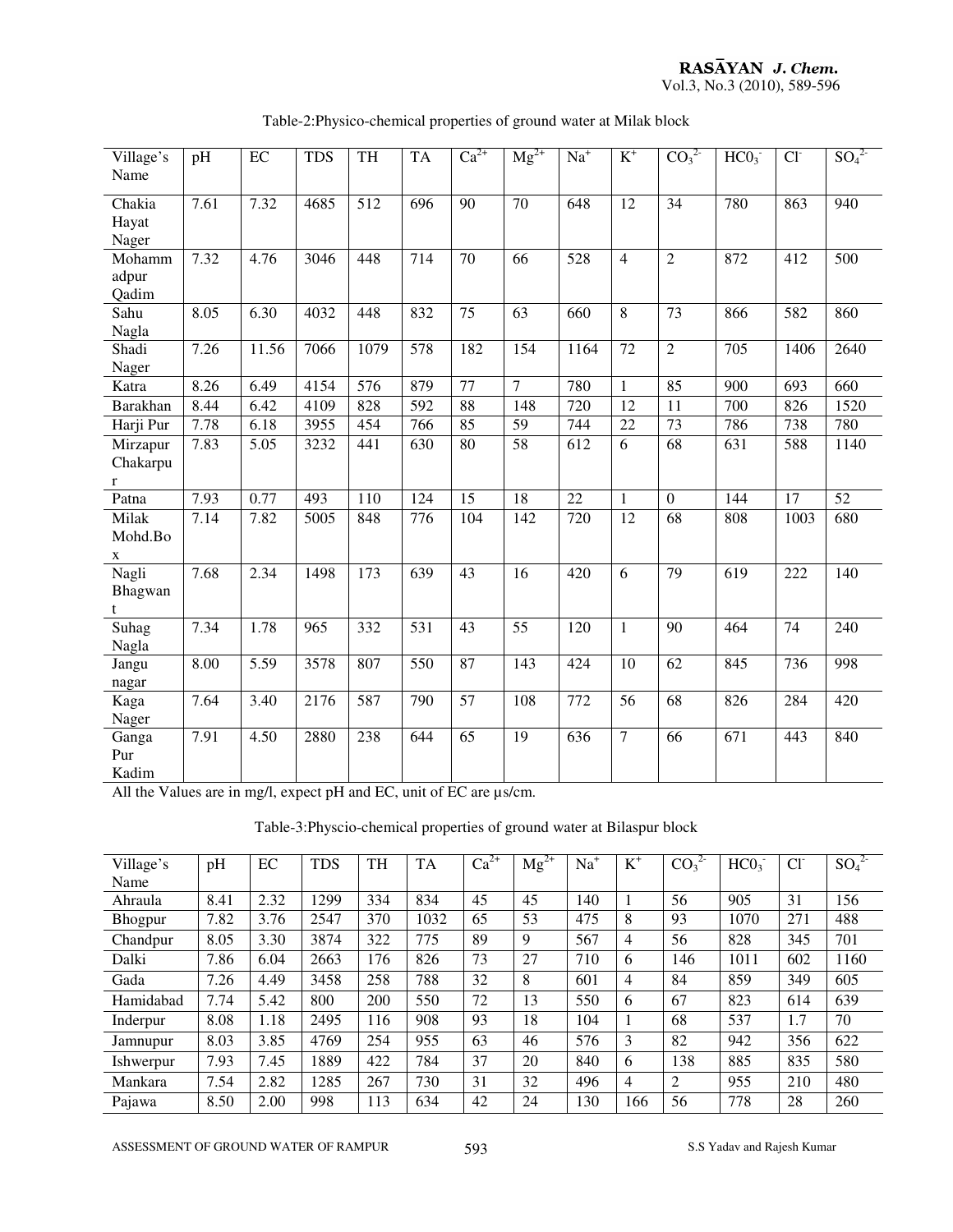Table-2:Physico-chemical properties of ground water at Milak block

| Village's Name | pH | EC | TDS | TH | TA | $Ca^{2+}$ | $Mg^{2+}$ | $Na^{+}$ | $K^{+}$ | $CO_3^{2-}$ | $HC0_3^{-}$ | $Cl^{-}$ | $SO_4^{2-}$ |
|---|---|---|---|---|---|---|---|---|---|---|---|---|---|
| Chakia Hayat Nager | 7.61 | 7.32 | 4685 | 512 | 696 | 90 | 70 | 648 | 12 | 34 | 780 | 863 | 940 |
| Mohammadpur Qadim | 7.32 | 4.76 | 3046 | 448 | 714 | 70 | 66 | 528 | 4 | 2 | 872 | 412 | 500 |
| Sahu Nagla | 8.05 | 6.30 | 4032 | 448 | 832 | 75 | 63 | 660 | 8 | 73 | 866 | 582 | 860 |
| Shadi Nager | 7.26 | 11.56 | 7066 | 1079 | 578 | 182 | 154 | 1164 | 72 | 2 | 705 | 1406 | 2640 |
| Katra | 8.26 | 6.49 | 4154 | 576 | 879 | 77 | 7 | 780 | 1 | 85 | 900 | 693 | 660 |
| Barakhan | 8.44 | 6.42 | 4109 | 828 | 592 | 88 | 148 | 720 | 12 | 11 | 700 | 826 | 1520 |
| Harji Pur | 7.78 | 6.18 | 3955 | 454 | 766 | 85 | 59 | 744 | 22 | 73 | 786 | 738 | 780 |
| Mirzapur Chakarpur | 7.83 | 5.05 | 3232 | 441 | 630 | 80 | 58 | 612 | 6 | 68 | 631 | 588 | 1140 |
| Patna | 7.93 | 0.77 | 493 | 110 | 124 | 15 | 18 | 22 | 1 | 0 | 144 | 17 | 52 |
| Milak Mohd.Box | 7.14 | 7.82 | 5005 | 848 | 776 | 104 | 142 | 720 | 12 | 68 | 808 | 1003 | 680 |
| Nagli Bhagwant | 7.68 | 2.34 | 1498 | 173 | 639 | 43 | 16 | 420 | 6 | 79 | 619 | 222 | 140 |
| Suhag Nagla | 7.34 | 1.78 | 965 | 332 | 531 | 43 | 55 | 120 | 1 | 90 | 464 | 74 | 240 |
| Jangu nagar | 8.00 | 5.59 | 3578 | 807 | 550 | 87 | 143 | 424 | 10 | 62 | 845 | 736 | 998 |
| Kaga Nager | 7.64 | 3.40 | 2176 | 587 | 790 | 57 | 108 | 772 | 56 | 68 | 826 | 284 | 420 |
| Ganga Pur Kadim | 7.91 | 4.50 | 2880 | 238 | 644 | 65 | 19 | 636 | 7 | 66 | 671 | 443 | 840 |

All the Values are in mg/l, expect pH and EC, unit of EC are µs/cm.

Table-3:Physcio-chemical properties of ground water at Bilaspur block

| Village's Name | pH | EC | TDS | TH | TA | $Ca^{2+}$ | $Mg^{2+}$ | $Na^{+}$ | $K^{+}$ | $CO_3^{2-}$ | $HC0_3^{-}$ | $Cl^{-}$ | $SO_4^{2-}$ |
|---|---|---|---|---|---|---|---|---|---|---|---|---|---|
| Ahraula | 8.41 | 2.32 | 1299 | 334 | 834 | 45 | 45 | 140 | 1 | 56 | 905 | 31 | 156 |
| Bhogpur | 7.82 | 3.76 | 2547 | 370 | 1032 | 65 | 53 | 475 | 8 | 93 | 1070 | 271 | 488 |
| Chandpur | 8.05 | 3.30 | 3874 | 322 | 775 | 89 | 9 | 567 | 4 | 56 | 828 | 345 | 701 |
| Dalki | 7.86 | 6.04 | 2663 | 176 | 826 | 73 | 27 | 710 | 6 | 146 | 1011 | 602 | 1160 |
| Gada | 7.26 | 4.49 | 3458 | 258 | 788 | 32 | 8 | 601 | 4 | 84 | 859 | 349 | 605 |
| Hamidabad | 7.74 | 5.42 | 800 | 200 | 550 | 72 | 13 | 550 | 6 | 67 | 823 | 614 | 639 |
| Inderpur | 8.08 | 1.18 | 2495 | 116 | 908 | 93 | 18 | 104 | 1 | 68 | 537 | 1.7 | 70 |
| Jamnupur | 8.03 | 3.85 | 4769 | 254 | 955 | 63 | 46 | 576 | 3 | 82 | 942 | 356 | 622 |
| Ishwerpur | 7.93 | 7.45 | 1889 | 422 | 784 | 37 | 20 | 840 | 6 | 138 | 885 | 835 | 580 |
| Mankara | 7.54 | 2.82 | 1285 | 267 | 730 | 31 | 32 | 496 | 4 | 2 | 955 | 210 | 480 |
| Pajawa | 8.50 | 2.00 | 998 | 113 | 634 | 42 | 24 | 130 | 166 | 56 | 778 | 28 | 260 |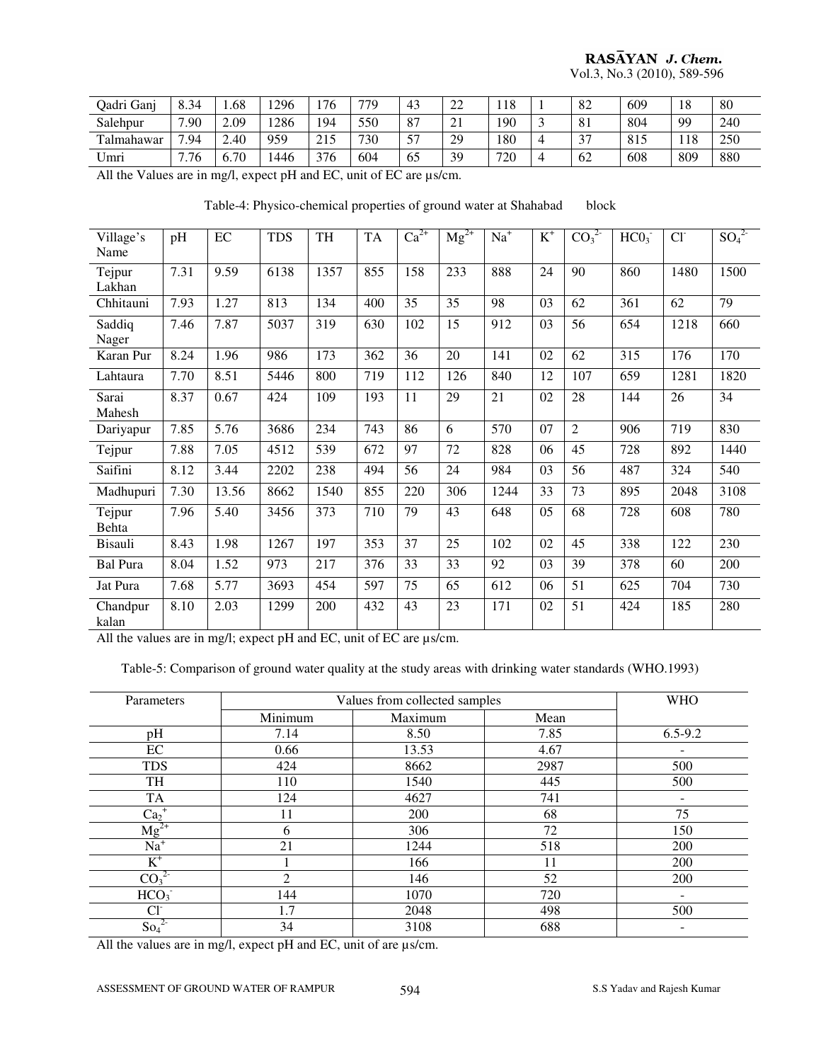| Qadri Ganj | 8.34 | 1.68 | 1296 | 176 | 779 | 43 | 22 | 118 | 1 | 82 | 609 | 18 | 80 |
|---|---|---|---|---|---|---|---|---|---|---|---|---|---|
| Salehpur | 7.90 | 2.09 | 1286 | 194 | 550 | 87 | 21 | 190 | 3 | 81 | 804 | 99 | 240 |
| Talmahawar | 7.94 | 2.40 | 959 | 215 | 730 | 57 | 29 | 180 | 4 | 37 | 815 | 118 | 250 |
| Umri | 7.76 | 6.70 | 1446 | 376 | 604 | 65 | 39 | 720 | 4 | 62 | 608 | 809 | 880 |

All the Values are in mg/l, expect pH and EC, unit of EC are µs/cm.

Table-4: Physico-chemical properties of ground water at Shahabad block

| Village's Name | pH | EC | TDS | TH | TA | $Ca^{2+}$ | $Mg^{2+}$ | $Na^{+}$ | $K^{+}$ | $CO_3^{2-}$ | $HC0_3^{-}$ | $Cl^{-}$ | $SO_4^{2-}$ |
|---|---|---|---|---|---|---|---|---|---|---|---|---|---|
| Tejpur Lakhan | 7.31 | 9.59 | 6138 | 1357 | 855 | 158 | 233 | 888 | 24 | 90 | 860 | 1480 | 1500 |
| Chhitauni | 7.93 | 1.27 | 813 | 134 | 400 | 35 | 35 | 98 | 03 | 62 | 361 | 62 | 79 |
| Saddiq Nager | 7.46 | 7.87 | 5037 | 319 | 630 | 102 | 15 | 912 | 03 | 56 | 654 | 1218 | 660 |
| Karan Pur | 8.24 | 1.96 | 986 | 173 | 362 | 36 | 20 | 141 | 02 | 62 | 315 | 176 | 170 |
| Lahtaura | 7.70 | 8.51 | 5446 | 800 | 719 | 112 | 126 | 840 | 12 | 107 | 659 | 1281 | 1820 |
| Sarai Mahesh | 8.37 | 0.67 | 424 | 109 | 193 | 11 | 29 | 21 | 02 | 28 | 144 | 26 | 34 |
| Dariyapur | 7.85 | 5.76 | 3686 | 234 | 743 | 86 | 6 | 570 | 07 | 2 | 906 | 719 | 830 |
| Tejpur | 7.88 | 7.05 | 4512 | 539 | 672 | 97 | 72 | 828 | 06 | 45 | 728 | 892 | 1440 |
| Saifini | 8.12 | 3.44 | 2202 | 238 | 494 | 56 | 24 | 984 | 03 | 56 | 487 | 324 | 540 |
| Madhupuri | 7.30 | 13.56 | 8662 | 1540 | 855 | 220 | 306 | 1244 | 33 | 73 | 895 | 2048 | 3108 |
| Tejpur Behta | 7.96 | 5.40 | 3456 | 373 | 710 | 79 | 43 | 648 | 05 | 68 | 728 | 608 | 780 |
| Bisauli | 8.43 | 1.98 | 1267 | 197 | 353 | 37 | 25 | 102 | 02 | 45 | 338 | 122 | 230 |
| Bal Pura | 8.04 | 1.52 | 973 | 217 | 376 | 33 | 33 | 92 | 03 | 39 | 378 | 60 | 200 |
| Jat Pura | 7.68 | 5.77 | 3693 | 454 | 597 | 75 | 65 | 612 | 06 | 51 | 625 | 704 | 730 |
| Chandpur kalan | 8.10 | 2.03 | 1299 | 200 | 432 | 43 | 23 | 171 | 02 | 51 | 424 | 185 | 280 |

All the values are in mg/l; expect pH and EC, unit of EC are µs/cm.

Table-5: Comparison of ground water quality at the study areas with drinking water standards (WHO.1993)

| Parameters | Values from collected samples | | | WHO |
|---|---|---|---|---|
| | Minimum | Maximum | Mean | |
| pH | 7.14 | 8.50 | 7.85 | 6.5-9.2 |
| EC | 0.66 | 13.53 | 4.67 | - |
| TDS | 424 | 8662 | 2987 | 500 |
| TH | 110 | 1540 | 445 | 500 |
| TA | 124 | 4627 | 741 | - |
| $Ca_2^{+}$ | 11 | 200 | 68 | 75 |
| $Mg^{2+}$ | 6 | 306 | 72 | 150 |
| $Na^{+}$ | 21 | 1244 | 518 | 200 |
| $K^{+}$ | 1 | 166 | 11 | 200 |
| $CO_3^{2-}$ | 2 | 146 | 52 | 200 |
| $HCO_3^{-}$ | 144 | 1070 | 720 | - |
| $Cl^{-}$ | 1.7 | 2048 | 498 | 500 |
| $So_4^{2-}$ | 34 | 3108 | 688 | - |

All the values are in mg/l, expect pH and EC, unit of are µs/cm.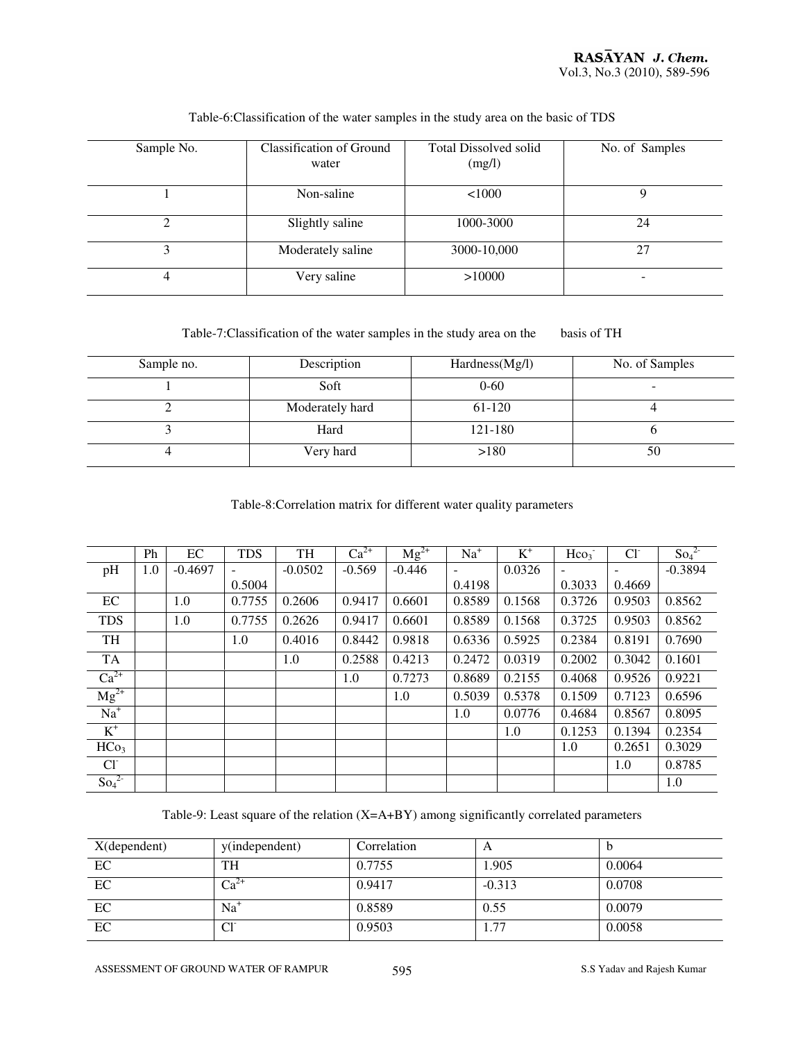Table-6:Classification of the water samples in the study area on the basic of TDS

| Sample No. | Classification of Ground water | Total Dissolved solid (mg/l) | No. of Samples |
|---|---|---|---|
| 1 | Non-saline | <1000 | 9 |
| 2 | Slightly saline | 1000-3000 | 24 |
| 3 | Moderately saline | 3000-10,000 | 27 |
| 4 | Very saline | >10000 | - |

Table-7:Classification of the water samples in the study area on the basis of TH

| Sample no. | Description | Hardness(Mg/l) | No. of Samples |
|---|---|---|---|
| 1 | Soft | 0-60 | - |
| 2 | Moderately hard | 61-120 | 4 |
| 3 | Hard | 121-180 | 6 |
| 4 | Very hard | >180 | 50 |

Table-8:Correlation matrix for different water quality parameters

| | Ph | EC | TDS | TH | $Ca^{2+}$ | $Mg^{2+}$ | $Na^{+}$ | $K^{+}$ | $Hco_3^-$ | $Cl^-$ | $So_4^{2-}$ |
|---|---|---|---|---|---|---|---|---|---|---|---|
| pH | 1.0 | -0.4697 | -0.5004 | -0.0502 | -0.569 | -0.446 | -0.4198 | 0.0326 | -0.3033 | -0.4669 | -0.3894 |
| EC | | 1.0 | 0.7755 | 0.2606 | 0.9417 | 0.6601 | 0.8589 | 0.1568 | 0.3726 | 0.9503 | 0.8562 |
| TDS | | 1.0 | 0.7755 | 0.2626 | 0.9417 | 0.6601 | 0.8589 | 0.1568 | 0.3725 | 0.9503 | 0.8562 |
| TH | | | 1.0 | 0.4016 | 0.8442 | 0.9818 | 0.6336 | 0.5925 | 0.2384 | 0.8191 | 0.7690 |
| TA | | | | 1.0 | 0.2588 | 0.4213 | 0.2472 | 0.0319 | 0.2002 | 0.3042 | 0.1601 |
| $Ca^{2+}$ | | | | | 1.0 | 0.7273 | 0.8689 | 0.2155 | 0.4068 | 0.9526 | 0.9221 |
| $Mg^{2+}$ | | | | | | 1.0 | 0.5039 | 0.5378 | 0.1509 | 0.7123 | 0.6596 |
| $Na^{+}$ | | | | | | | 1.0 | 0.0776 | 0.4684 | 0.8567 | 0.8095 |
| $K^{+}$ | | | | | | | | 1.0 | 0.1253 | 0.1394 | 0.2354 |
| $HCo_3$ | | | | | | | | | 1.0 | 0.2651 | 0.3029 |
| $Cl^-$ | | | | | | | | | | 1.0 | 0.8785 |
| $So_4^{2-}$ | | | | | | | | | | | 1.0 |

Table-9: Least square of the relation (X=A+BY) among significantly correlated parameters

| X(dependent) | y(independent) | Correlation | A | b |
|---|---|---|---|---|
| EC | TH | 0.7755 | 1.905 | 0.0064 |
| EC | $Ca^{2+}$ | 0.9417 | -0.313 | 0.0708 |
| EC | $Na^{+}$ | 0.8589 | 0.55 | 0.0079 |
| EC | $Cl^-$ | 0.9503 | 1.77 | 0.0058 |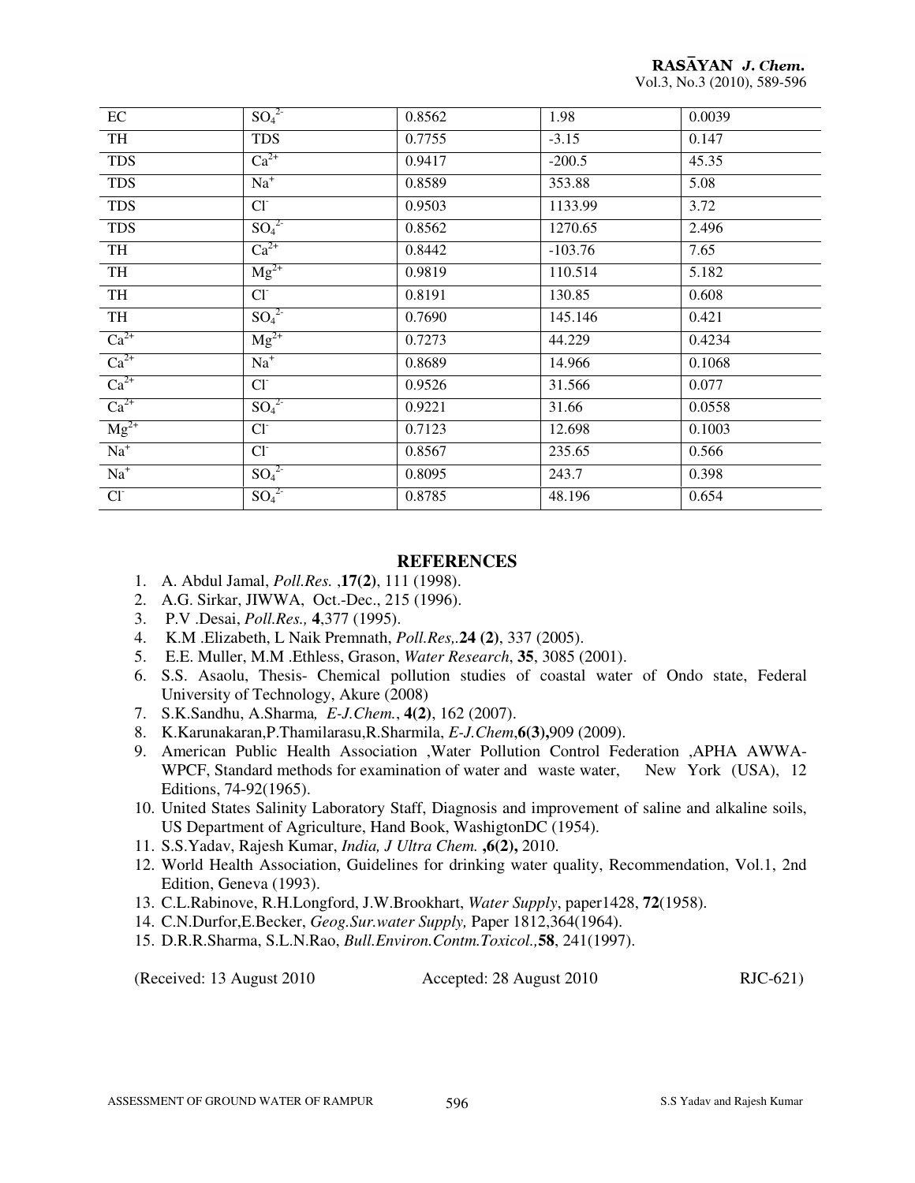| | | | | |
|---|---|---|---|---|
| EC | $SO_4^{2-}$ | 0.8562 | 1.98 | 0.0039 |
| TH | TDS | 0.7755 | -3.15 | 0.147 |
| TDS | $Ca^{2+}$ | 0.9417 | -200.5 | 45.35 |
| TDS | $Na^+$ | 0.8589 | 353.88 | 5.08 |
| TDS | $Cl^-$ | 0.9503 | 1133.99 | 3.72 |
| TDS | $SO_4^{2-}$ | 0.8562 | 1270.65 | 2.496 |
| TH | $Ca^{2+}$ | 0.8442 | -103.76 | 7.65 |
| TH | $Mg^{2+}$ | 0.9819 | 110.514 | 5.182 |
| TH | $Cl^-$ | 0.8191 | 130.85 | 0.608 |
| TH | $SO_4^{2-}$ | 0.7690 | 145.146 | 0.421 |
| $Ca^{2+}$ | $Mg^{2+}$ | 0.7273 | 44.229 | 0.4234 |
| $Ca^{2+}$ | $Na^+$ | 0.8689 | 14.966 | 0.1068 |
| $Ca^{2+}$ | $Cl^-$ | 0.9526 | 31.566 | 0.077 |
| $Ca^{2+}$ | $SO_4^{2-}$ | 0.9221 | 31.66 | 0.0558 |
| $Mg^{2+}$ | $Cl^-$ | 0.7123 | 12.698 | 0.1003 |
| $Na^+$ | $Cl^-$ | 0.8567 | 235.65 | 0.566 |
| $Na^+$ | $SO_4^{2-}$ | 0.8095 | 243.7 | 0.398 |
| $Cl^-$ | $SO_4^{2-}$ | 0.8785 | 48.196 | 0.654 |

## REFERENCES

1. A. Abdul Jamal, *Poll.Res.* ,**17(2)**, 111 (1998).
2. A.G. Sirkar, JIWWA, Oct.-Dec., 215 (1996).
3. P.V .Desai, *Poll.Res.,* **4**,377 (1995).
4. K.M .Elizabeth, L Naik Premnath, *Poll.Res,.***24 (2)**, 337 (2005).
5. E.E. Muller, M.M .Ethless, Grason, *Water Research*, **35**, 3085 (2001).
6. S.S. Asaolu, Thesis- Chemical pollution studies of coastal water of Ondo state, Federal University of Technology, Akure (2008)
7. S.K.Sandhu, A.Sharma*, E-J.Chem.*, **4(2)**, 162 (2007).
8. K.Karunakaran,P.Thamilarasu,R.Sharmila, *E-J.Chem*,**6(3),**909 (2009).
9. American Public Health Association ,Water Pollution Control Federation ,APHA AWWA-WPCF, Standard methods for examination of water and waste water, New York (USA), 12 Editions, 74-92(1965).
10. United States Salinity Laboratory Staff, Diagnosis and improvement of saline and alkaline soils, US Department of Agriculture, Hand Book, WashigtonDC (1954).
11. S.S.Yadav, Rajesh Kumar, *India, J Ultra Chem.* **,6(2),** 2010.
12. World Health Association, Guidelines for drinking water quality, Recommendation, Vol.1, 2nd Edition, Geneva (1993).
13. C.L.Rabinove, R.H.Longford, J.W.Brookhart, *Water Supply*, paper1428, **72**(1958).
14. C.N.Durfor,E.Becker, *Geog.Sur.water Supply,* Paper 1812,364(1964).
15. D.R.R.Sharma, S.L.N.Rao, *Bull.Environ.Contm.Toxicol.,***58**, 241(1997).

(Received: 13 August 2010 Accepted: 28 August 2010 RJC-621)